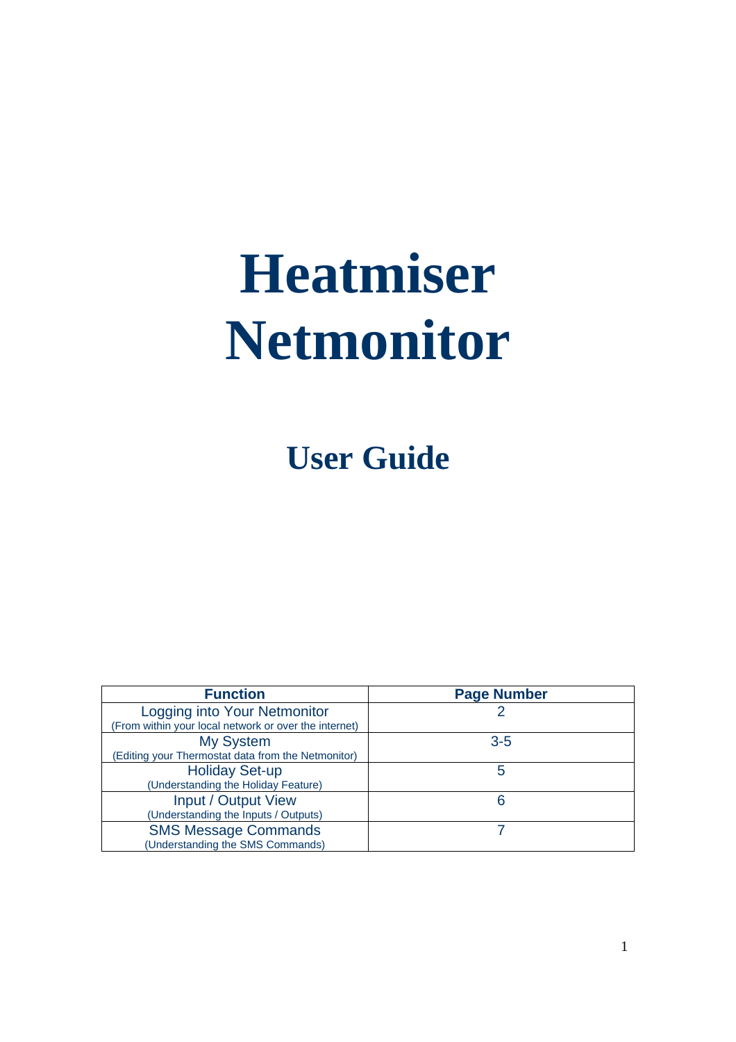# Heatmiser Netmonitor

## User Guide

| Function | Page Number |
|---|---|
| Logging into Your Netmonitor (From within your local network or over the internet) | 2 |
| My System (Editing your Thermostat data from the Netmonitor) | 3-5 |
| Holiday Set-up (Understanding the Holiday Feature) | 5 |
| Input / Output View (Understanding the Inputs / Outputs) | 6 |
| SMS Message Commands (Understanding the SMS Commands) | 7 |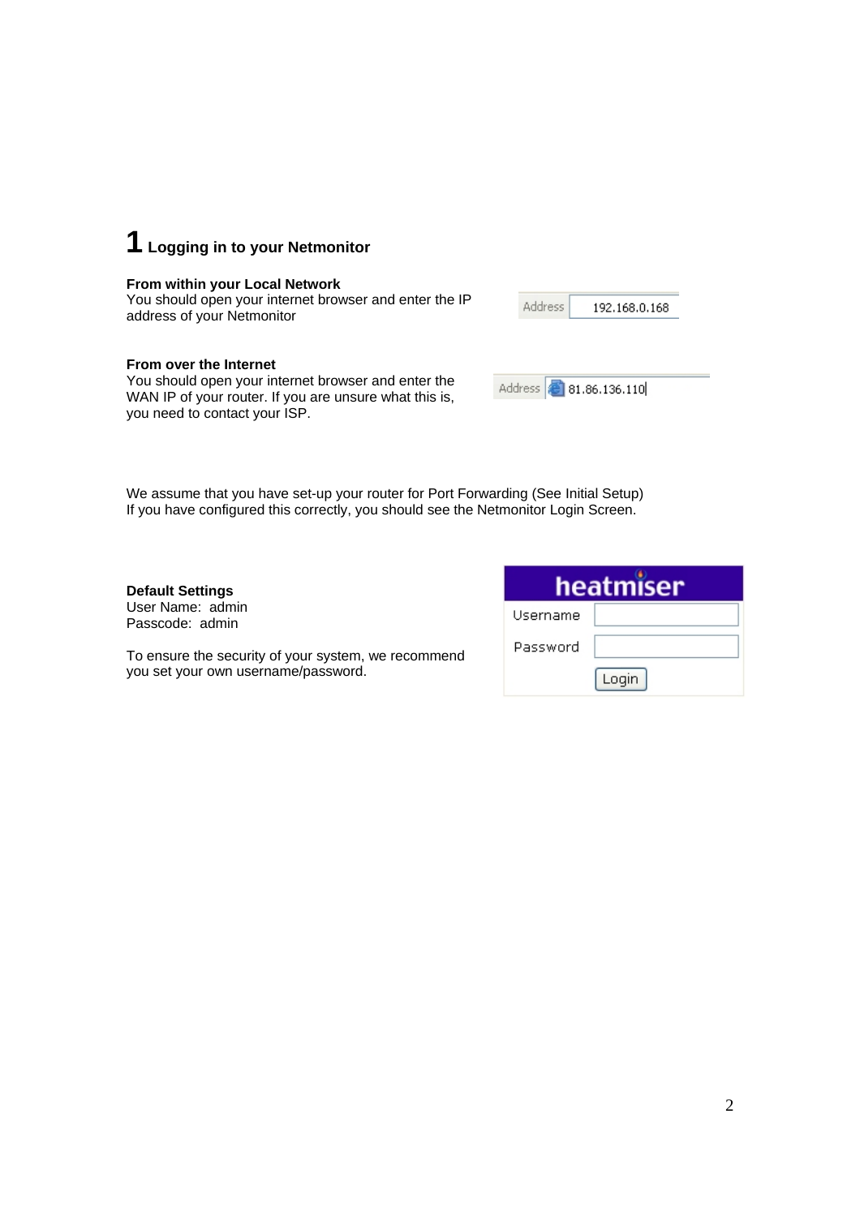# 1 Logging in to your Netmonitor

**From within your Local Network**
You should open your internet browser and enter the IP address of your Netmonitor

Address 192.168.0.168

**From over the Internet**
You should open your internet browser and enter the WAN IP of your router. If you are unsure what this is, you need to contact your ISP.

Address 81.86.136.110

We assume that you have set-up your router for Port Forwarding (See Initial Setup)
If you have configured this correctly, you should see the Netmonitor Login Screen.

**Default Settings**
User Name: admin
Passcode: admin

To ensure the security of your system, we recommend you set your own username/password.

heatmiser

Username

Password

Login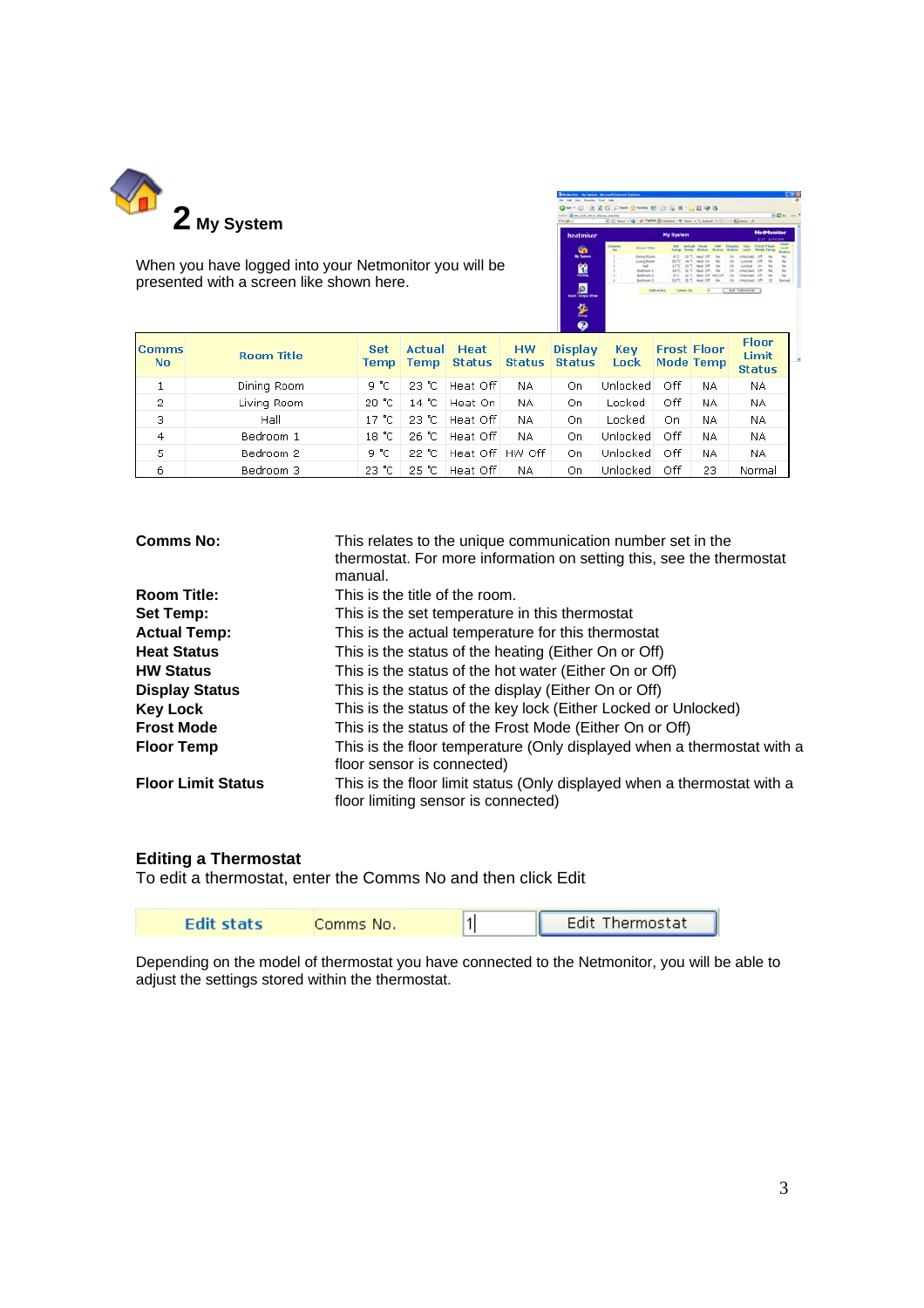## 2 My System

When you have logged into your Netmonitor you will be presented with a screen like shown here.

| Comms No | Room Title | Set Temp | Actual Temp | Heat Status | HW Status | Display Status | Key Lock | Frost Mode | Floor Temp | Floor Limit Status |
|---|---|---|---|---|---|---|---|---|---|---|
| 1 | Dining Room | 9 ℃ | 23 ℃ | Heat Off | NA | On | Unlocked | Off | NA | NA |
| 2 | Living Room | 20 ℃ | 14 ℃ | Heat On | NA | On | Locked | Off | NA | NA |
| 3 | Hall | 17 ℃ | 23 ℃ | Heat Off | NA | On | Locked | On | NA | NA |
| 4 | Bedroom 1 | 18 ℃ | 26 ℃ | Heat Off | NA | On | Unlocked | Off | NA | NA |
| 5 | Bedroom 2 | 9 ℃ | 22 ℃ | Heat Off | HW Off | On | Unlocked | Off | NA | NA |
| 6 | Bedroom 3 | 23 ℃ | 25 ℃ | Heat Off | NA | On | Unlocked | Off | 23 | Normal |

**Comms No:** This relates to the unique communication number set in the thermostat. For more information on setting this, see the thermostat manual.

**Room Title:** This is the title of the room.

**Set Temp:** This is the set temperature in this thermostat

**Actual Temp:** This is the actual temperature for this thermostat

**Heat Status** This is the status of the heating (Either On or Off)

**HW Status** This is the status of the hot water (Either On or Off)

**Display Status** This is the status of the display (Either On or Off)

**Key Lock** This is the status of the key lock (Either Locked or Unlocked)

**Frost Mode** This is the status of the Frost Mode (Either On or Off)

**Floor Temp** This is the floor temperature (Only displayed when a thermostat with a floor sensor is connected)

**Floor Limit Status** This is the floor limit status (Only displayed when a thermostat with a floor limiting sensor is connected)

### Editing a Thermostat

To edit a thermostat, enter the Comms No and then click Edit

| Edit stats | Comms No. | 1 | Edit Thermostat |
|---|---|---|---|

Depending on the model of thermostat you have connected to the Netmonitor, you will be able to adjust the settings stored within the thermostat.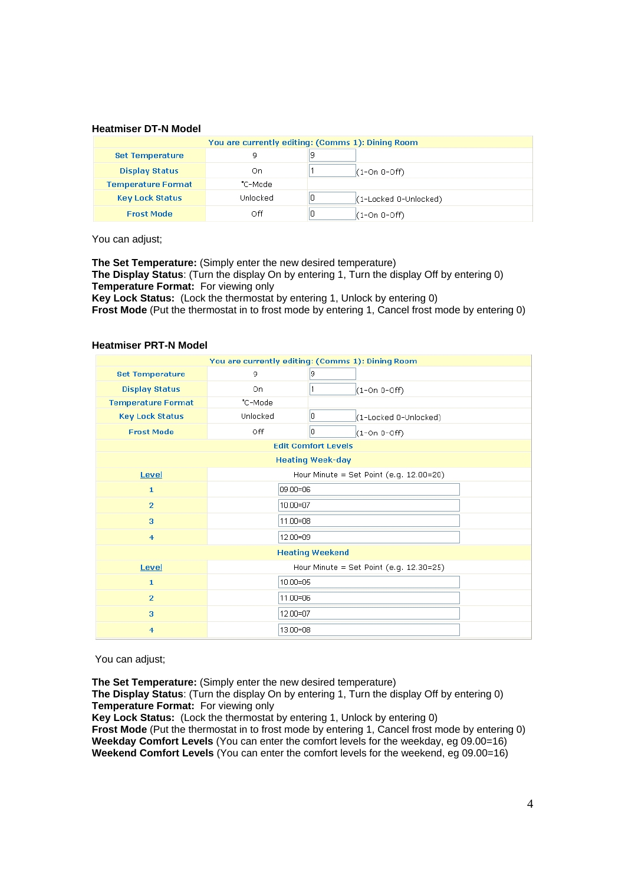### Heatmiser DT-N Model

| You are currently editing: (Comms 1): Dining Room | | | |
|---|---|---|---|
| Set Temperature | 9 | 9 | |
| Display Status | On | 1 | (1-On 0-Off) |
| Temperature Format | °C-Mode | | |
| Key Lock Status | Unlocked | 0 | (1-Locked 0-Unlocked) |
| Frost Mode | Off | 0 | (1-On 0-Off) |

You can adjust;

**The Set Temperature:** (Simply enter the new desired temperature)
**The Display Status**: (Turn the display On by entering 1, Turn the display Off by entering 0)
**Temperature Format:** For viewing only
**Key Lock Status:** (Lock the thermostat by entering 1, Unlock by entering 0)
**Frost Mode** (Put the thermostat in to frost mode by entering 1, Cancel frost mode by entering 0)

### Heatmiser PRT-N Model

| You are currently editing: (Comms 1): Dining Room | | | |
|---|---|---|---|
| Set Temperature | 9 | 9 | |
| Display Status | On | 1 | (1-On 0-Off) |
| Temperature Format | °C-Mode | | |
| Key Lock Status | Unlocked | 0 | (1-Locked 0-Unlocked) |
| Frost Mode | Off | 0 | (1-On 0-Off) |
| Edit Comfort Levels | | | |
| Heating Week-day | | | |
| Level | Hour Minute = Set Point (e.g. 12.00=20) | | |
| 1 | 09.00=06 | | |
| 2 | 10.00=07 | | |
| 3 | 11.00=08 | | |
| 4 | 12.00=09 | | |
| Heating Weekend | | | |
| Level | Hour Minute = Set Point (e.g. 12.30=25) | | |
| 1 | 10.00=05 | | |
| 2 | 11.00=06 | | |
| 3 | 12.00=07 | | |
| 4 | 13.00=08 | | |

You can adjust;

**The Set Temperature:** (Simply enter the new desired temperature)
**The Display Status**: (Turn the display On by entering 1, Turn the display Off by entering 0)
**Temperature Format:** For viewing only
**Key Lock Status:** (Lock the thermostat by entering 1, Unlock by entering 0)
**Frost Mode** (Put the thermostat in to frost mode by entering 1, Cancel frost mode by entering 0)
**Weekday Comfort Levels** (You can enter the comfort levels for the weekday, eg 09.00=16)
**Weekend Comfort Levels** (You can enter the comfort levels for the weekend, eg 09.00=16)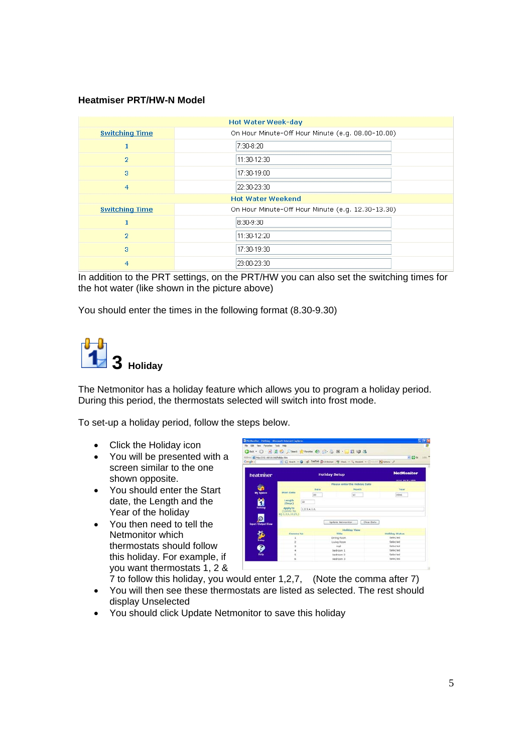**Heatmiser PRT/HW-N Model**

| Hot Water Week-day | |
|---|---|
| Switching Time | On Hour Minute-Off Hour Minute (e.g. 08.00-10.00) |
| 1 | 7:30-8:20 |
| 2 | 11:30-12:30 |
| 3 | 17:30-19:00 |
| 4 | 22:30-23:30 |
| **Hot Water Weekend** | |
| Switching Time | On Hour Minute-Off Hour Minute (e.g. 12.30-13.30) |
| 1 | 8:30-9:30 |
| 2 | 11:30-12:20 |
| 3 | 17:30-19:30 |
| 4 | 23:00-23:30 |

In addition to the PRT settings, on the PRT/HW you can also set the switching times for the hot water (like shown in the picture above)

You should enter the times in the following format (8.30-9.30)

## 3 Holiday

The Netmonitor has a holiday feature which allows you to program a holiday period. During this period, the thermostats selected will switch into frost mode.

To set-up a holiday period, follow the steps below.

- Click the Holiday icon
- You will be presented with a screen similar to the one shown opposite.
- You should enter the Start date, the Length and the Year of the holiday
- You then need to tell the Netmonitor which thermostats should follow this holiday. For example, if you want thermostats 1, 2 & 7 to follow this holiday, you would enter 1,2,7, (Note the comma after 7)
- You will then see these thermostats are listed as selected. The rest should display Unselected
- You should click Update Netmonitor to save this holiday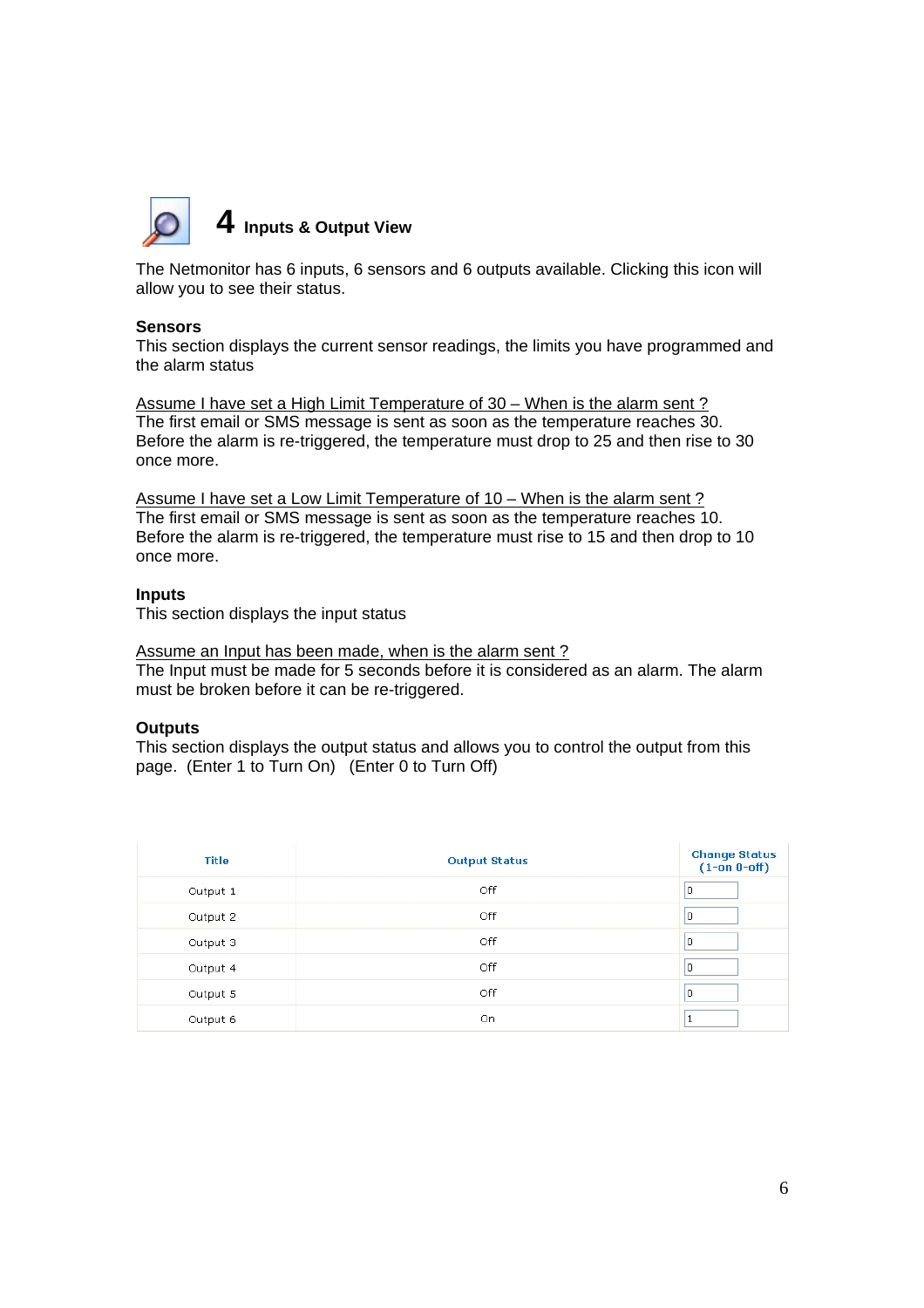# 4 Inputs & Output View

The Netmonitor has 6 inputs, 6 sensors and 6 outputs available. Clicking this icon will allow you to see their status.

**Sensors**
This section displays the current sensor readings, the limits you have programmed and the alarm status

Assume I have set a High Limit Temperature of 30 – When is the alarm sent ?
The first email or SMS message is sent as soon as the temperature reaches 30. Before the alarm is re-triggered, the temperature must drop to 25 and then rise to 30 once more.

Assume I have set a Low Limit Temperature of 10 – When is the alarm sent ?
The first email or SMS message is sent as soon as the temperature reaches 10. Before the alarm is re-triggered, the temperature must rise to 15 and then drop to 10 once more.

**Inputs**
This section displays the input status

Assume an Input has been made, when is the alarm sent ?
The Input must be made for 5 seconds before it is considered as an alarm. The alarm must be broken before it can be re-triggered.

**Outputs**
This section displays the output status and allows you to control the output from this page. (Enter 1 to Turn On) (Enter 0 to Turn Off)

| Title | Output Status | Change Status (1-on 0-off) |
|---|---|---|
| Output 1 | Off | 0 |
| Output 2 | Off | 0 |
| Output 3 | Off | 0 |
| Output 4 | Off | 0 |
| Output 5 | Off | 0 |
| Output 6 | On | 1 |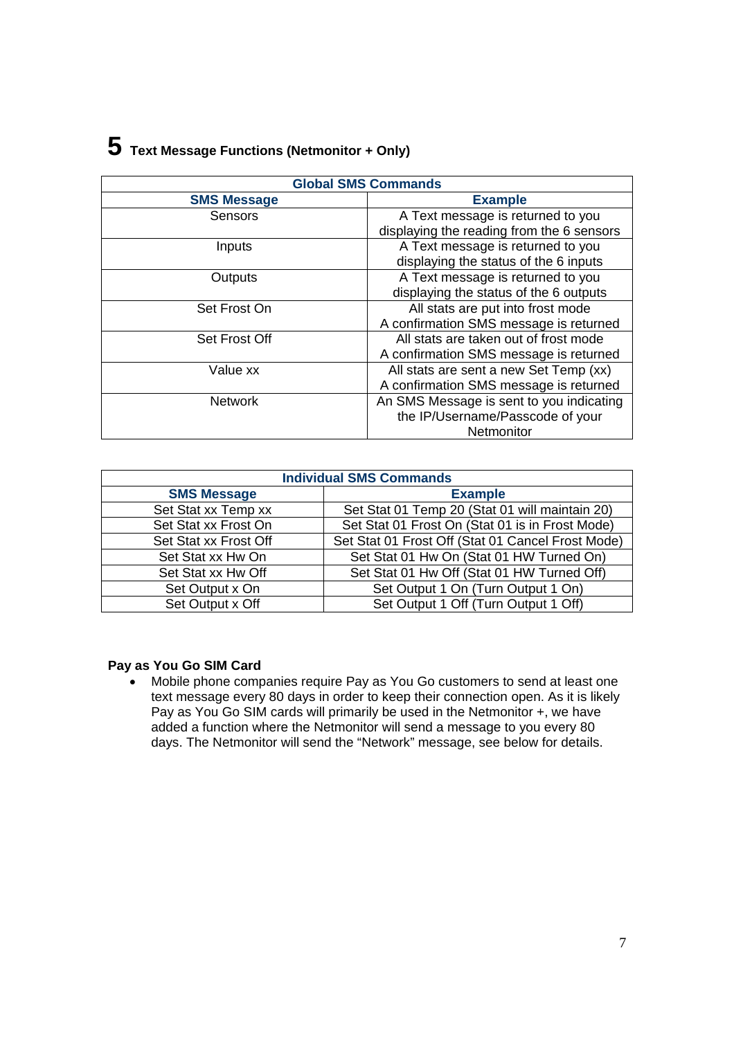# 5 Text Message Functions (Netmonitor + Only)

| Global SMS Commands | |
|---|---|
| **SMS Message** | **Example** |
| Sensors | A Text message is returned to you displaying the reading from the 6 sensors |
| Inputs | A Text message is returned to you displaying the status of the 6 inputs |
| Outputs | A Text message is returned to you displaying the status of the 6 outputs |
| Set Frost On | All stats are put into frost mode A confirmation SMS message is returned |
| Set Frost Off | All stats are taken out of frost mode A confirmation SMS message is returned |
| Value xx | All stats are sent a new Set Temp (xx) A confirmation SMS message is returned |
| Network | An SMS Message is sent to you indicating the IP/Username/Passcode of your Netmonitor |

| Individual SMS Commands | |
|---|---|
| **SMS Message** | **Example** |
| Set Stat xx Temp xx | Set Stat 01 Temp 20 (Stat 01 will maintain 20) |
| Set Stat xx Frost On | Set Stat 01 Frost On (Stat 01 is in Frost Mode) |
| Set Stat xx Frost Off | Set Stat 01 Frost Off (Stat 01 Cancel Frost Mode) |
| Set Stat xx Hw On | Set Stat 01 Hw On (Stat 01 HW Turned On) |
| Set Stat xx Hw Off | Set Stat 01 Hw Off (Stat 01 HW Turned Off) |
| Set Output x On | Set Output 1 On (Turn Output 1 On) |
| Set Output x Off | Set Output 1 Off (Turn Output 1 Off) |

**Pay as You Go SIM Card**

- Mobile phone companies require Pay as You Go customers to send at least one text message every 80 days in order to keep their connection open. As it is likely Pay as You Go SIM cards will primarily be used in the Netmonitor +, we have added a function where the Netmonitor will send a message to you every 80 days. The Netmonitor will send the "Network" message, see below for details.